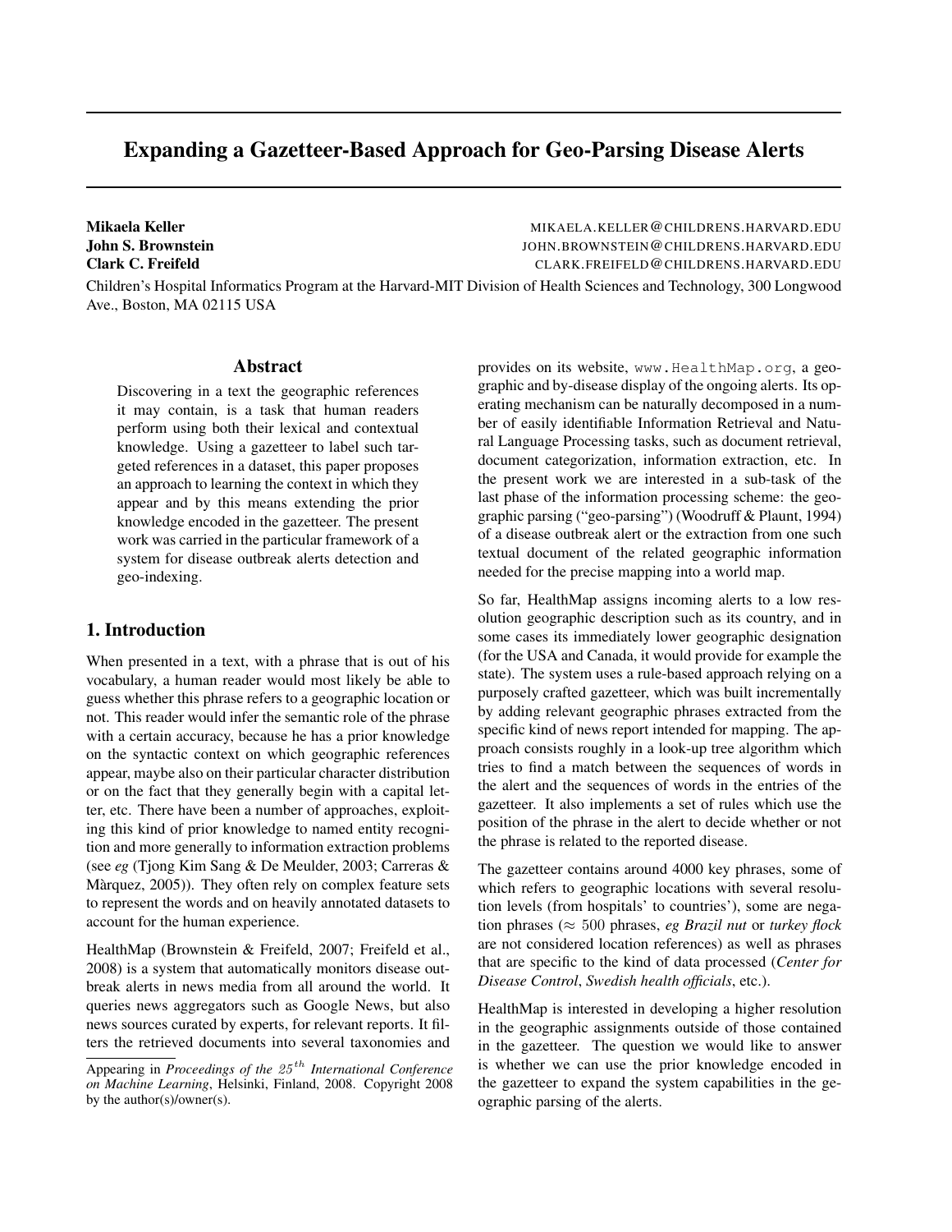# Expanding a Gazetteer-Based Approach for Geo-Parsing Disease Alerts

**Mikaela Keller** MIKAELA.KELLER@CHILDRENS.HARVARD.EDU
**John S. Brownstein** JOHN.BROWNSTEIN@CHILDRENS.HARVARD.EDU
**Clark C. Freifeld** CLARK.FREIFELD@CHILDRENS.HARVARD.EDU

Children's Hospital Informatics Program at the Harvard-MIT Division of Health Sciences and Technology, 300 Longwood Ave., Boston, MA 02115 USA

## Abstract

Discovering in a text the geographic references it may contain, is a task that human readers perform using both their lexical and contextual knowledge. Using a gazetteer to label such targeted references in a dataset, this paper proposes an approach to learning the context in which they appear and by this means extending the prior knowledge encoded in the gazetteer. The present work was carried in the particular framework of a system for disease outbreak alerts detection and geo-indexing.

## 1. Introduction

When presented in a text, with a phrase that is out of his vocabulary, a human reader would most likely be able to guess whether this phrase refers to a geographic location or not. This reader would infer the semantic role of the phrase with a certain accuracy, because he has a prior knowledge on the syntactic context on which geographic references appear, maybe also on their particular character distribution or on the fact that they generally begin with a capital letter, etc. There have been a number of approaches, exploiting this kind of prior knowledge to named entity recognition and more generally to information extraction problems (see *eg* (Tjong Kim Sang & De Meulder, 2003; Carreras & Màrquez, 2005)). They often rely on complex feature sets to represent the words and on heavily annotated datasets to account for the human experience.

HealthMap (Brownstein & Freifeld, 2007; Freifeld et al., 2008) is a system that automatically monitors disease outbreak alerts in news media from all around the world. It queries news aggregators such as Google News, but also news sources curated by experts, for relevant reports. It filters the retrieved documents into several taxonomies and provides on its website, `www.HealthMap.org`, a geographic and by-disease display of the ongoing alerts. Its operating mechanism can be naturally decomposed in a number of easily identifiable Information Retrieval and Natural Language Processing tasks, such as document retrieval, document categorization, information extraction, etc. In the present work we are interested in a sub-task of the last phase of the information processing scheme: the geographic parsing ("geo-parsing") (Woodruff & Plaunt, 1994) of a disease outbreak alert or the extraction from one such textual document of the related geographic information needed for the precise mapping into a world map.

So far, HealthMap assigns incoming alerts to a low resolution geographic description such as its country, and in some cases its immediately lower geographic designation (for the USA and Canada, it would provide for example the state). The system uses a rule-based approach relying on a purposely crafted gazetteer, which was built incrementally by adding relevant geographic phrases extracted from the specific kind of news report intended for mapping. The approach consists roughly in a look-up tree algorithm which tries to find a match between the sequences of words in the alert and the sequences of words in the entries of the gazetteer. It also implements a set of rules which use the position of the phrase in the alert to decide whether or not the phrase is related to the reported disease.

The gazetteer contains around 4000 key phrases, some of which refers to geographic locations with several resolution levels (from hospitals' to countries'), some are negation phrases ($\approx 500$ phrases, *eg Brazil nut* or *turkey flock* are not considered location references) as well as phrases that are specific to the kind of data processed (*Center for Disease Control*, *Swedish health officials*, etc.).

HealthMap is interested in developing a higher resolution in the geographic assignments outside of those contained in the gazetteer. The question we would like to answer is whether we can use the prior knowledge encoded in the gazetteer to expand the system capabilities in the geographic parsing of the alerts.

---

Appearing in *Proceedings of the $25^{th}$ International Conference on Machine Learning*, Helsinki, Finland, 2008. Copyright 2008 by the author(s)/owner(s).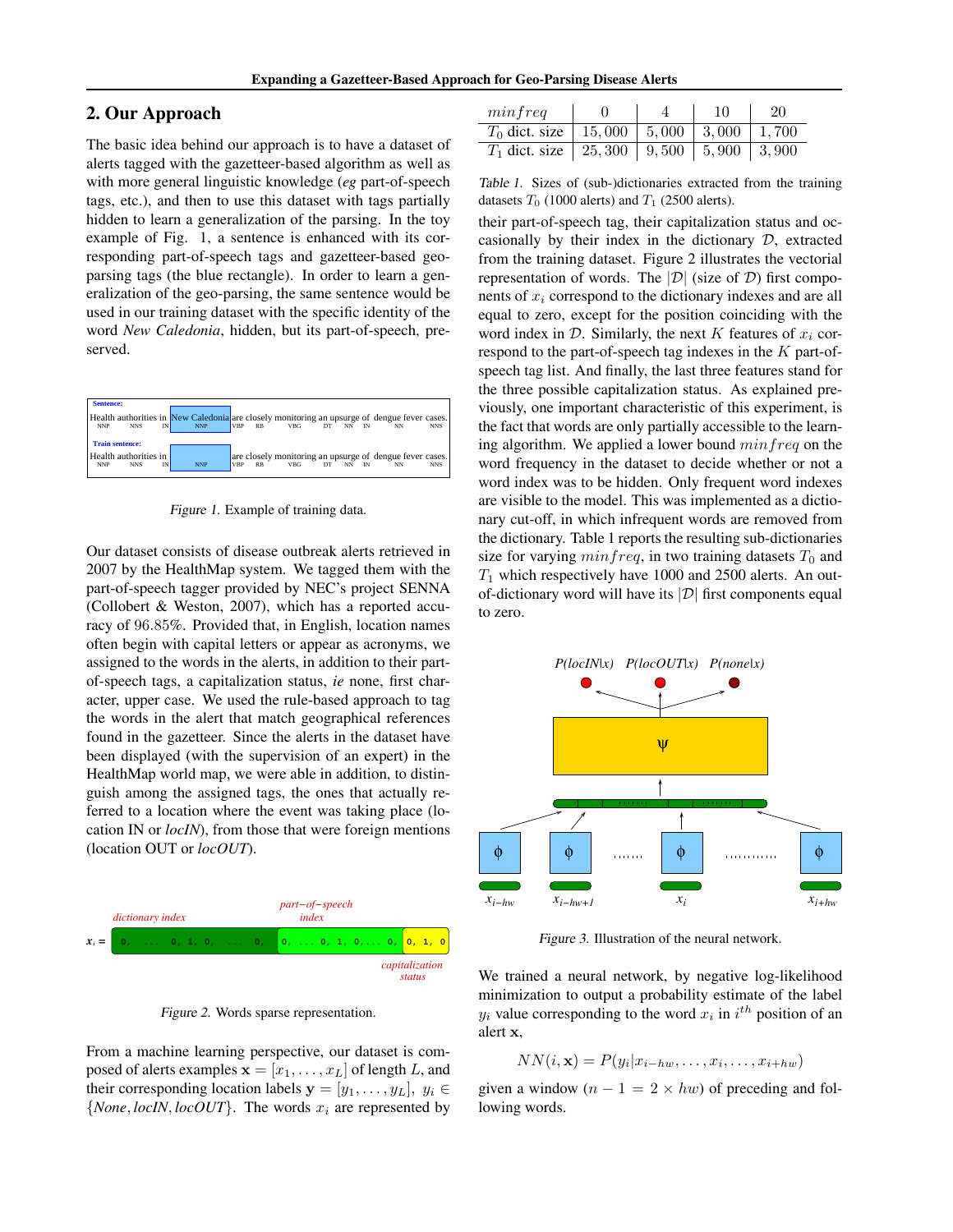## 2. Our Approach

The basic idea behind our approach is to have a dataset of alerts tagged with the gazetteer-based algorithm as well as with more general linguistic knowledge (*eg* part-of-speech tags, etc.), and then to use this dataset with tags partially hidden to learn a generalization of the parsing. In the toy example of Fig. 1, a sentence is enhanced with its corresponding part-of-speech tags and gazetteer-based geo-parsing tags (the blue rectangle). In order to learn a generalization of the geo-parsing, the same sentence would be used in our training dataset with the specific identity of the word *New Caledonia*, hidden, but its part-of-speech, preserved.

Figure 1. Example of training data.

Our dataset consists of disease outbreak alerts retrieved in 2007 by the HealthMap system. We tagged them with the part-of-speech tagger provided by NEC's project SENNA (Collobert & Weston, 2007), which has a reported accuracy of 96.85%. Provided that, in English, location names often begin with capital letters or appear as acronyms, we assigned to the words in the alerts, in addition to their part-of-speech tags, a capitalization status, *ie* none, first character, upper case. We used the rule-based approach to tag the words in the alert that match geographical references found in the gazetteer. Since the alerts in the dataset have been displayed (with the supervision of an expert) in the HealthMap world map, we were able in addition, to distinguish among the assigned tags, the ones that actually referred to a location where the event was taking place (location IN or *locIN*), from those that were foreign mentions (location OUT or *locOUT*).

Figure 2. Words sparse representation.

From a machine learning perspective, our dataset is composed of alerts examples $\mathbf{x} = [x_1, \ldots, x_L]$ of length $L$, and their corresponding location labels $\mathbf{y} = [y_1, \ldots, y_L]$, $y_i \in \{None, locIN, locOUT\}$. The words $x_i$ are represented by

| $minfreq$ | 0 | 4 | 10 | 20 |
|---|---|---|---|---|
| $T_0$ dict. size | 15,000 | 5,000 | 3,000 | 1,700 |
| $T_1$ dict. size | 25,300 | 9,500 | 5,900 | 3,900 |

Table 1. Sizes of (sub-)dictionaries extracted from the training datasets $T_0$ (1000 alerts) and $T_1$ (2500 alerts).

their part-of-speech tag, their capitalization status and occasionally by their index in the dictionary $\mathcal{D}$, extracted from the training dataset. Figure 2 illustrates the vectorial representation of words. The $|\mathcal{D}|$ (size of $\mathcal{D}$) first components of $x_i$ correspond to the dictionary indexes and are all equal to zero, except for the position coinciding with the word index in $\mathcal{D}$. Similarly, the next $K$ features of $x_i$ correspond to the part-of-speech tag indexes in the $K$ part-of-speech tag list. And finally, the last three features stand for the three possible capitalization status. As explained previously, one important characteristic of this experiment, is the fact that words are only partially accessible to the learning algorithm. We applied a lower bound $minfreq$ on the word frequency in the dataset to decide whether or not a word index was to be hidden. Only frequent word indexes are visible to the model. This was implemented as a dictionary cut-off, in which infrequent words are removed from the dictionary. Table 1 reports the resulting sub-dictionaries size for varying $minfreq$, in two training datasets $T_0$ and $T_1$ which respectively have 1000 and 2500 alerts. An out-of-dictionary word will have its $|\mathcal{D}|$ first components equal to zero.

Figure 3. Illustration of the neural network.

We trained a neural network, by negative log-likelihood minimization to output a probability estimate of the label $y_i$ value corresponding to the word $x_i$ in $i^{th}$ position of an alert $\mathbf{x}$,

$$NN(i, \mathbf{x}) = P(y_i | x_{i-hw}, \ldots, x_i, \ldots, x_{i+hw})$$

given a window ($n - 1 = 2 \times hw$) of preceding and following words.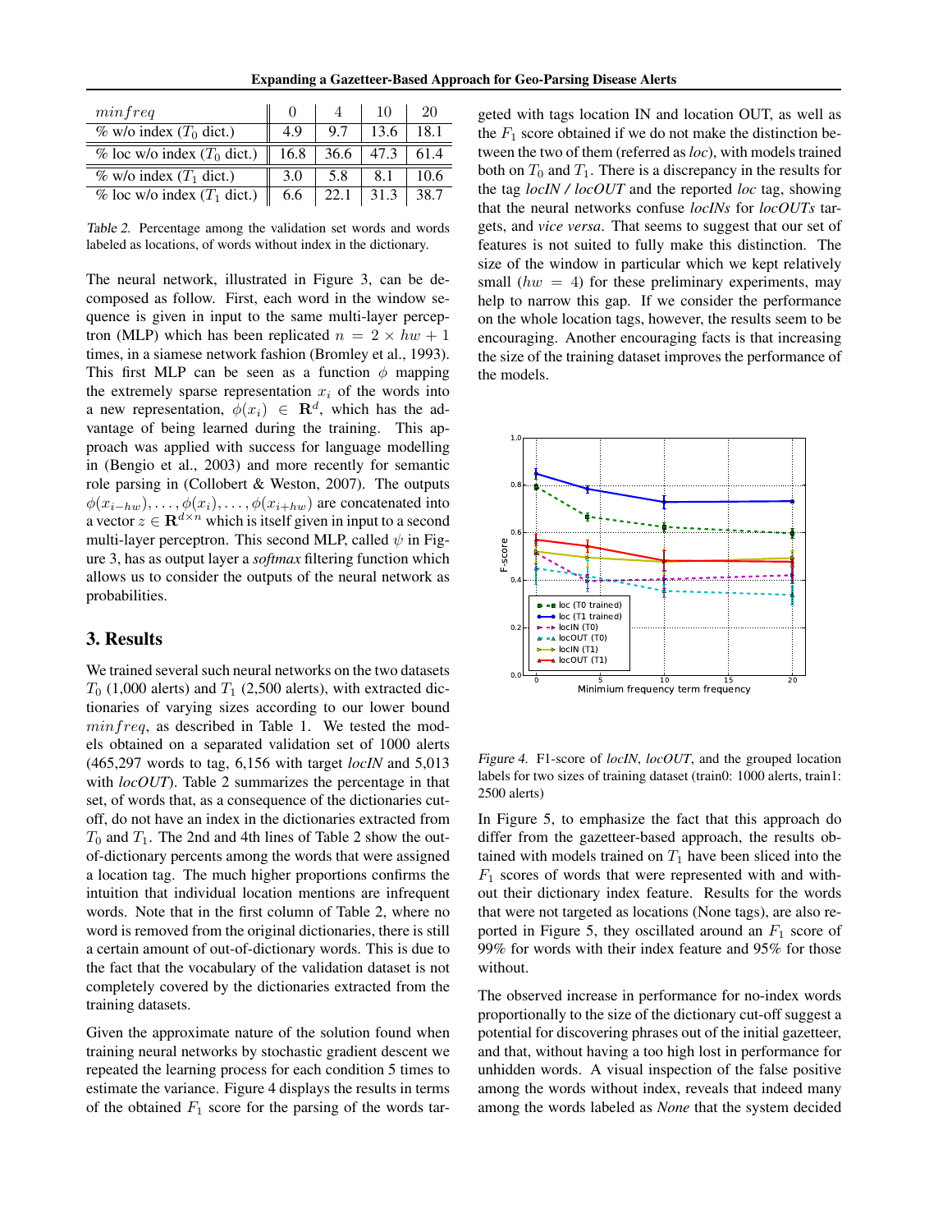| $minfreq$ | 0 | 4 | 10 | 20 |
|---|---|---|---|---|
| % w/o index ($T_0$ dict.) | 4.9 | 9.7 | 13.6 | 18.1 |
| % loc w/o index ($T_0$ dict.) | 16.8 | 36.6 | 47.3 | 61.4 |
| % w/o index ($T_1$ dict.) | 3.0 | 5.8 | 8.1 | 10.6 |
| % loc w/o index ($T_1$ dict.) | 6.6 | 22.1 | 31.3 | 38.7 |

*Table 2.* Percentage among the validation set words and words labeled as locations, of words without index in the dictionary.

The neural network, illustrated in Figure 3, can be decomposed as follow. First, each word in the window sequence is given in input to the same multi-layer perceptron (MLP) which has been replicated $n = 2 \times hw + 1$ times, in a siamese network fashion (Bromley et al., 1993). This first MLP can be seen as a function $\phi$ mapping the extremely sparse representation $x_i$ of the words into a new representation, $\phi(x_i) \in \mathbf{R}^d$, which has the advantage of being learned during the training. This approach was applied with success for language modelling in (Bengio et al., 2003) and more recently for semantic role parsing in (Collobert & Weston, 2007). The outputs $\phi(x_{i-hw}), \ldots, \phi(x_i), \ldots, \phi(x_{i+hw})$ are concatenated into a vector $z \in \mathbf{R}^{d \times n}$ which is itself given in input to a second multi-layer perceptron. This second MLP, called $\psi$ in Figure 3, has as output layer a *softmax* filtering function which allows us to consider the outputs of the neural network as probabilities.

## 3. Results

We trained several such neural networks on the two datasets $T_0$ (1,000 alerts) and $T_1$ (2,500 alerts), with extracted dictionaries of varying sizes according to our lower bound $minfreq$, as described in Table 1. We tested the models obtained on a separated validation set of 1000 alerts (465,297 words to tag, 6,156 with target *locIN* and 5,013 with *locOUT*). Table 2 summarizes the percentage in that set, of words that, as a consequence of the dictionaries cut-off, do not have an index in the dictionaries extracted from $T_0$ and $T_1$. The 2nd and 4th lines of Table 2 show the out-of-dictionary percents among the words that were assigned a location tag. The much higher proportions confirms the intuition that individual location mentions are infrequent words. Note that in the first column of Table 2, where no word is removed from the original dictionaries, there is still a certain amount of out-of-dictionary words. This is due to the fact that the vocabulary of the validation dataset is not completely covered by the dictionaries extracted from the training datasets.

Given the approximate nature of the solution found when training neural networks by stochastic gradient descent we repeated the learning process for each condition 5 times to estimate the variance. Figure 4 displays the results in terms of the obtained $F_1$ score for the parsing of the words targeted with tags location IN and location OUT, as well as the $F_1$ score obtained if we do not make the distinction between the two of them (referred as *loc*), with models trained both on $T_0$ and $T_1$. There is a discrepancy in the results for the tag *locIN / locOUT* and the reported *loc* tag, showing that the neural networks confuse *locINs* for *locOUTs* targets, and *vice versa*. That seems to suggest that our set of features is not suited to fully make this distinction. The size of the window in particular which we kept relatively small ($hw = 4$) for these preliminary experiments, may help to narrow this gap. If we consider the performance on the whole location tags, however, the results seem to be encouraging. Another encouraging facts is that increasing the size of the training dataset improves the performance of the models.

*Figure 4.* F1-score of *locIN*, *locOUT*, and the grouped location labels for two sizes of training dataset (train0: 1000 alerts, train1: 2500 alerts)

In Figure 5, to emphasize the fact that this approach do differ from the gazetteer-based approach, the results obtained with models trained on $T_1$ have been sliced into the $F_1$ scores of words that were represented with and without their dictionary index feature. Results for the words that were not targeted as locations (None tags), are also reported in Figure 5, they oscillated around an $F_1$ score of 99% for words with their index feature and 95% for those without.

The observed increase in performance for no-index words proportionally to the size of the dictionary cut-off suggest a potential for discovering phrases out of the initial gazetteer, and that, without having a too high lost in performance for unhidden words. A visual inspection of the false positive among the words without index, reveals that indeed many among the words labeled as *None* that the system decided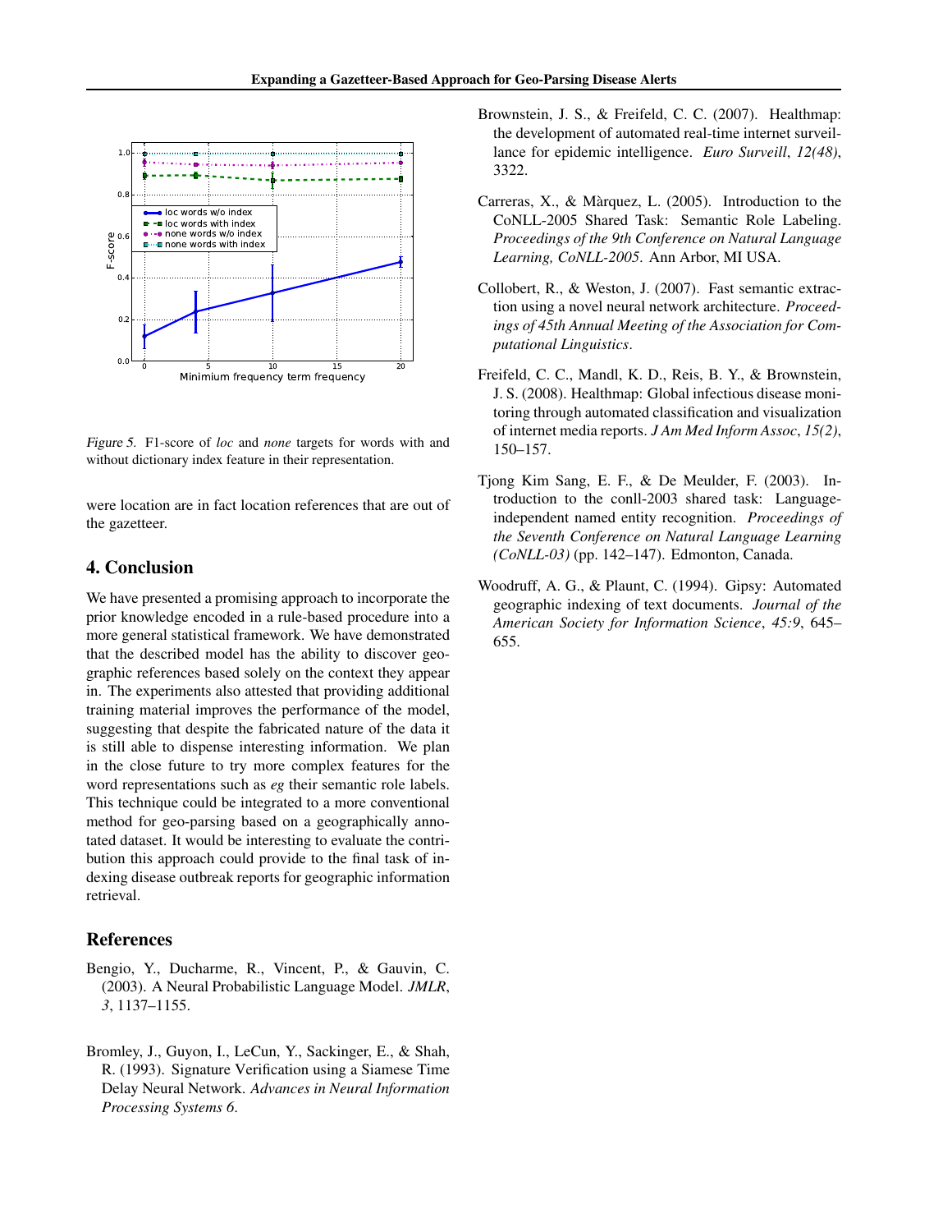1.0
0.8
0.6
0.4
0.2
0.0
F-score
0
5
10
15
20
Minimium frequency term frequency
loc words w/o index
loc words with index
none words w/o index
none words with index

*Figure 5.* F1-score of *loc* and *none* targets for words with and without dictionary index feature in their representation.

were location are in fact location references that are out of the gazetteer.

## 4. Conclusion

We have presented a promising approach to incorporate the prior knowledge encoded in a rule-based procedure into a more general statistical framework. We have demonstrated that the described model has the ability to discover geographic references based solely on the context they appear in. The experiments also attested that providing additional training material improves the performance of the model, suggesting that despite the fabricated nature of the data it is still able to dispense interesting information. We plan in the close future to try more complex features for the word representations such as *eg* their semantic role labels. This technique could be integrated to a more conventional method for geo-parsing based on a geographically annotated dataset. It would be interesting to evaluate the contribution this approach could provide to the final task of indexing disease outbreak reports for geographic information retrieval.

## References

Bengio, Y., Ducharme, R., Vincent, P., & Gauvin, C. (2003). A Neural Probabilistic Language Model. *JMLR*, *3*, 1137–1155.

Bromley, J., Guyon, I., LeCun, Y., Sackinger, E., & Shah, R. (1993). Signature Verification using a Siamese Time Delay Neural Network. *Advances in Neural Information Processing Systems 6*.

Brownstein, J. S., & Freifeld, C. C. (2007). Healthmap: the development of automated real-time internet surveillance for epidemic intelligence. *Euro Surveill*, *12(48)*, 3322.

Carreras, X., & Màrquez, L. (2005). Introduction to the CoNLL-2005 Shared Task: Semantic Role Labeling. *Proceedings of the 9th Conference on Natural Language Learning, CoNLL-2005*. Ann Arbor, MI USA.

Collobert, R., & Weston, J. (2007). Fast semantic extraction using a novel neural network architecture. *Proceedings of 45th Annual Meeting of the Association for Computational Linguistics*.

Freifeld, C. C., Mandl, K. D., Reis, B. Y., & Brownstein, J. S. (2008). Healthmap: Global infectious disease monitoring through automated classification and visualization of internet media reports. *J Am Med Inform Assoc*, *15(2)*, 150–157.

Tjong Kim Sang, E. F., & De Meulder, F. (2003). Introduction to the conll-2003 shared task: Language-independent named entity recognition. *Proceedings of the Seventh Conference on Natural Language Learning (CoNLL-03)* (pp. 142–147). Edmonton, Canada.

Woodruff, A. G., & Plaunt, C. (1994). Gipsy: Automated geographic indexing of text documents. *Journal of the American Society for Information Science*, *45:9*, 645–655.